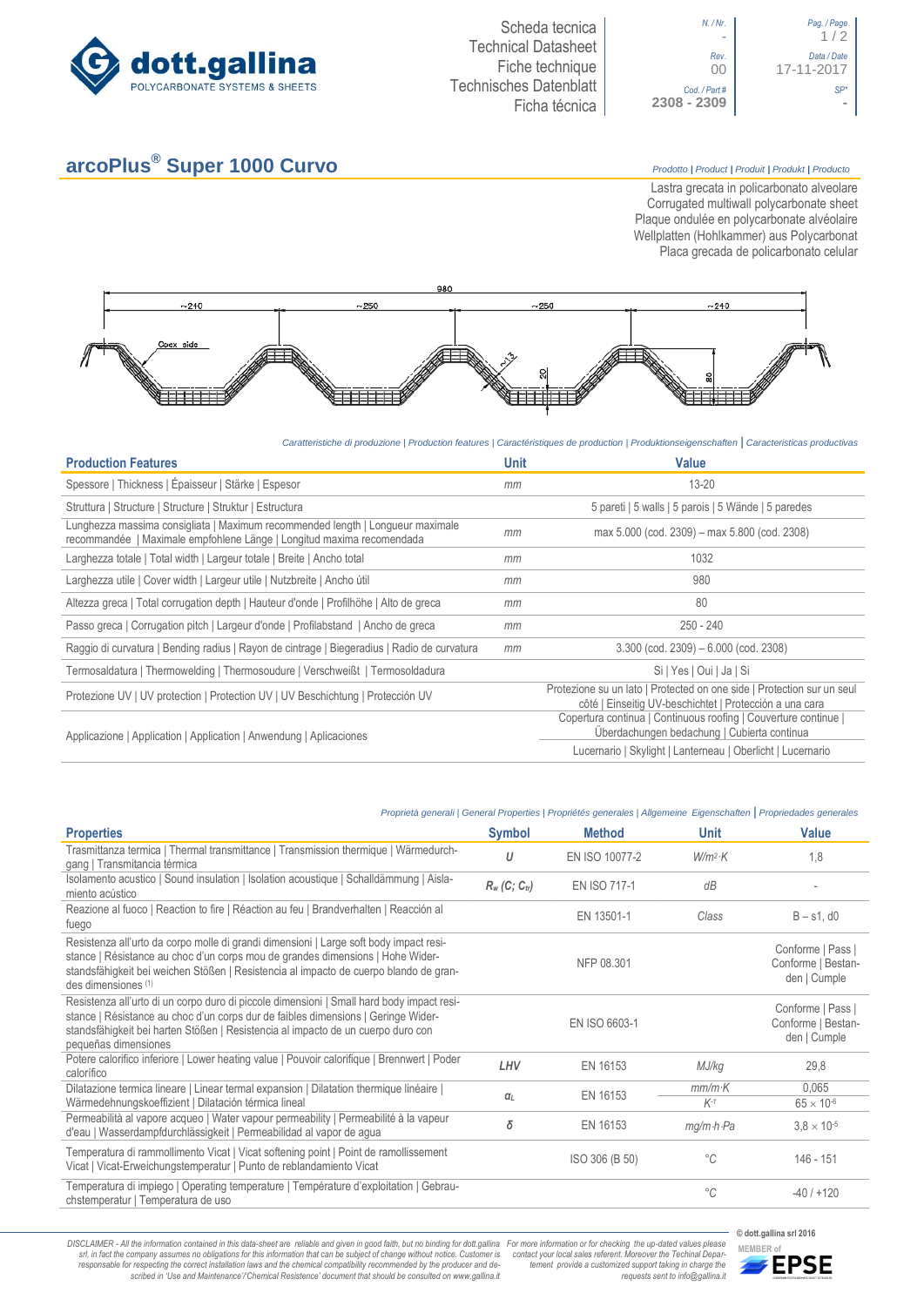Scheda tecnica
Technical Datasheet
Fiche technique
Technisches Datenblatt
Ficha técnica

| N. / Nr. | Rev. | Cod. / Part # | Pag. / Page | Data / Date | SP* |
|---|---|---|---|---|---|
| - | 00 | 2308 - 2309 | 1 / 2 | 17-11-2017 | - |

# arcoPlus® Super 1000 Curvo

*Prodotto | Product | Produit | Produkt | Producto*

Lastra grecata in policarbonato alveolare
Corrugated multiwall polycarbonate sheet
Plaque ondulée en polycarbonate alvéolaire
Wellplatten (Hohlkammer) aus Polycarbonat
Placa grecada de policarbonato celular

980
~240 ~250 ~250 ~240
Coex side
~13
20
80

*Caratteristiche di produzione | Production features | Caractéristiques de production | Produktionseigenschaften | Caracteristicas productivas*

| Production Features | Unit | Value |
|---|---|---|
| Spessore \| Thickness \| Épaisseur \| Stärke \| Espesor | mm | 13-20 |
| Struttura \| Structure \| Structure \| Struktur \| Estructura | | 5 pareti \| 5 walls \| 5 parois \| 5 Wände \| 5 paredes |
| Lunghezza massima consigliata \| Maximum recommended length \| Longueur maximale recommandée \| Maximale empfohlene Länge \| Longitud maxima recomendada | mm | max 5.000 (cod. 2309) – max 5.800 (cod. 2308) |
| Larghezza totale \| Total width \| Largeur totale \| Breite \| Ancho total | mm | 1032 |
| Larghezza utile \| Cover width \| Largeur utile \| Nutzbreite \| Ancho útil | mm | 980 |
| Altezza greca \| Total corrugation depth \| Hauteur d'onde \| Profilhöhe \| Alto de greca | mm | 80 |
| Passo greca \| Corrugation pitch \| Largeur d'onde \| Profilabstand \| Ancho de greca | mm | 250 - 240 |
| Raggio di curvatura \| Bending radius \| Rayon de cintrage \| Biegeradius \| Radio de curvatura | mm | 3.300 (cod. 2309) – 6.000 (cod. 2308) |
| Termosaldatura \| Thermowelding \| Thermosoudure \| Verschweißt \| Termosoldadura | | Si \| Yes \| Oui \| Ja \| Si |
| Protezione UV \| UV protection \| Protection UV \| UV Beschichtung \| Protección UV | | Protezione su un lato \| Protected on one side \| Protection sur un seul côté \| Einseitig UV-beschichtet \| Protección a una cara |
| Applicazione \| Application \| Application \| Anwendung \| Aplicaciones | | Copertura continua \| Continuous roofing \| Couverture continue \| Überdachungen bedachung \| Cubierta continua |
| | | Lucernario \| Skylight \| Lanterneau \| Oberlicht \| Lucernario |

*Proprietà generali | General Properties | Propriétés generales | Allgemeine Eigenschaften | Propriedades generales*

| Properties | Symbol | Method | Unit | Value |
|---|---|---|---|---|
| Trasmittanza termica \| Thermal transmittance \| Transmission thermique \| Wärmedurchgang \| Transmitancia térmica | $U$ | EN ISO 10077-2 | $W/m^2{\cdot}K$ | 1,8 |
| Isolamento acustico \| Sound insulation \| Isolation acoustique \| Schalldämmung \| Aislamiento acústico | $R_w$ $(C; C_{tr})$ | EN ISO 717-1 | dB | - |
| Reazione al fuoco \| Reaction to fire \| Réaction au feu \| Brandverhalten \| Reacción al fuego | | EN 13501-1 | Class | B – s1, d0 |
| Resistenza all'urto da corpo molle di grandi dimensioni \| Large soft body impact resistance \| Résistance au choc d'un corps mou de grandes dimensions \| Hohe Widerstandsfähigkeit bei weichen Stößen \| Resistencia al impacto de cuerpo blando de grandes dimensiones (1) | | NFP 08.301 | | Conforme \| Pass \| Conforme \| Bestanden \| Cumple |
| Resistenza all'urto di un corpo duro di piccole dimensioni \| Small hard body impact resistance \| Résistance au choc d'un corps dur de faibles dimensions \| Geringe Widerstandsfähigkeit bei harten Stößen \| Resistencia al impacto de un cuerpo duro con pequeñas dimensiones | | EN ISO 6603-1 | | Conforme \| Pass \| Conforme \| Bestanden \| Cumple |
| Potere calorifico inferiore \| Lower heating value \| Pouvoir calorifique \| Brennwert \| Poder calorífico | LHV | EN 16153 | MJ/kg | 29,8 |
| Dilatazione termica lineare \| Linear termal expansion \| Dilatation thermique linéaire \| Wärmedehnungskoeffizient \| Dilatación térmica lineal | $\alpha_L$ | EN 16153 | $mm/m{\cdot}K$ | 0,065 |
| | | | $K^{-1}$ | $65 \times 10^{-6}$ |
| Permeabilità al vapore acqueo \| Water vapour permeability \| Permeabilité à la vapeur d'eau \| Wasserdampfdurchlässigkeit \| Permeabilidad al vapor de agua | $\delta$ | EN 16153 | $mg/m{\cdot}h{\cdot}Pa$ | $3{,}8 \times 10^{-5}$ |
| Temperatura di rammollimento Vicat \| Vicat softening point \| Point de ramollissement Vicat \| Vicat-Erweichungstemperatur \| Punto de reblandamiento Vicat | | ISO 306 (B 50) | °C | 146 - 151 |
| Temperatura di impiego \| Operating temperature \| Température d'exploitation \| Gebrauchstemperatur \| Temperatura de uso | | | °C | -40 / +120 |

*DISCLAIMER - All the information contained in this data-sheet are reliable and given in good faith, but no binding for dott.gallina srl, in fact the company assumes no obligations for this information that can be subject of change without notice. Customer is responsable for respecting the correct installation laws and the chemical compatibility recommended by the producer and described in 'Use and Maintenance'/'Chemical Resistence' document that should be consulted on www.gallina.it*

*For more information or for checking the up-dated values please contact your local sales referent. Moreover the Techinal Departement provide a customized support taking in charge the requests sent to info@gallina.it*

© dott.gallina srl 2016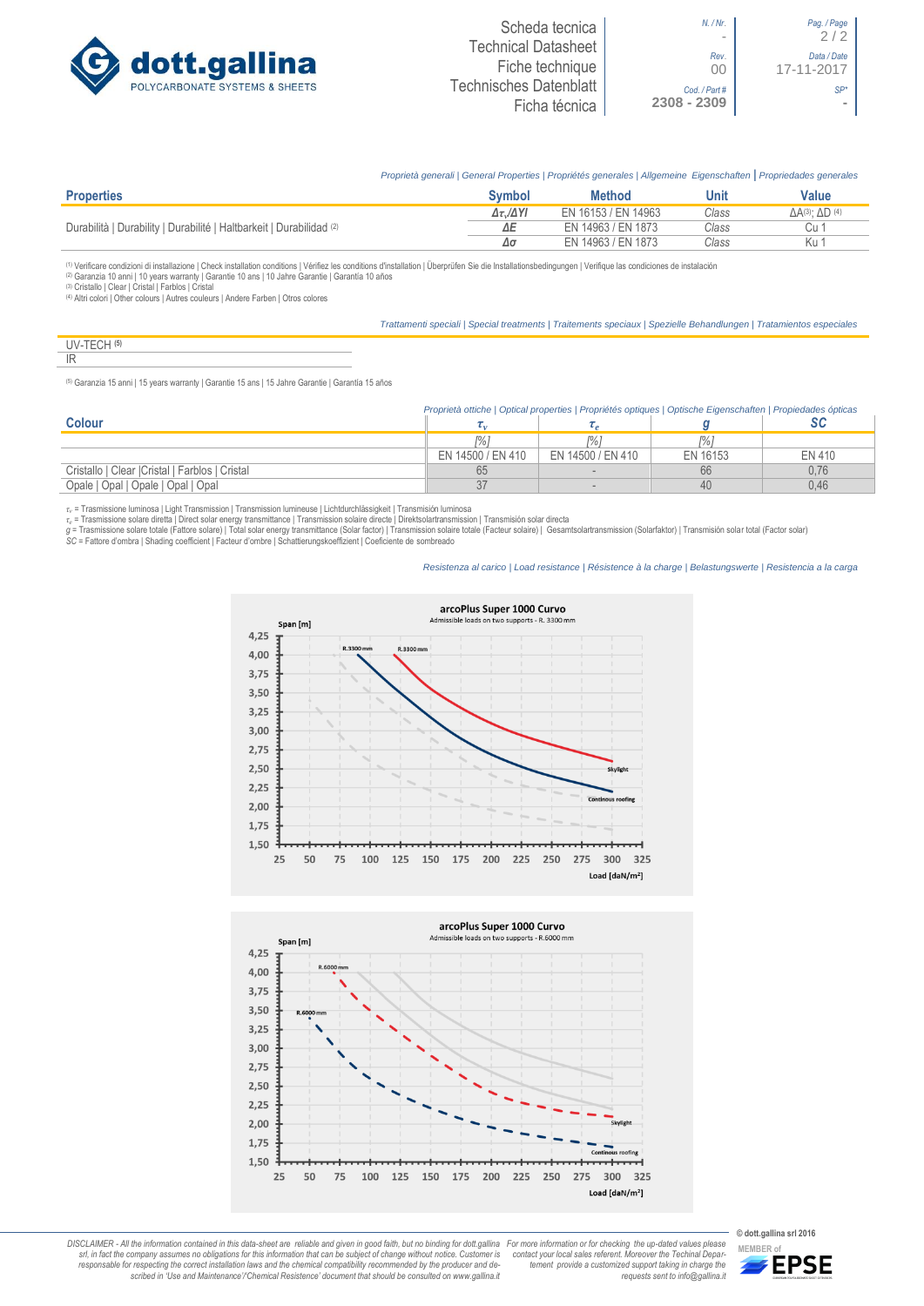Scheda tecnica
Technical Datasheet
Fiche technique
Technisches Datenblatt
Ficha técnica

| N. / Nr. | Pag. / Page |
|---|---|
| - | 2 / 2 |
| Rev. | Data / Date |
| 00 | 17-11-2017 |
| Cod. / Part # | SP* |
| 2308 - 2309 | - |

*Proprietà generali | General Properties | Propriétés generales | Allgemeine Eigenschaften | Propriedades generales*

| Properties | Symbol | Method | Unit | Value |
|---|---|---|---|---|
| Durabilità \| Durability \| Durabilité \| Haltbarkeit \| Durabilidad [2] | $\Delta\tau_v/\Delta YI$ | EN 16153 / EN 14963 | Class | ΔA[3]; ΔD [4] |
| | $\Delta E$ | EN 14963 / EN 1873 | Class | Cu 1 |
| | $\Delta\sigma$ | EN 14963 / EN 1873 | Class | Ku 1 |

[1] Verificare condizioni di installazione | Check installation conditions | Vérifiez les conditions d'installation | Überprüfen Sie die Installationsbedingungen | Verifique las condiciones de instalación
[2] Garanzia 10 anni | 10 years warranty | Garantie 10 ans | 10 Jahre Garantie | Garantía 10 años
[3] Cristallo | Clear | Cristal | Farblos | Cristal
[4] Altri colori | Other colours | Autres couleurs | Andere Farben | Otros colores

*Trattamenti speciali | Special treatments | Traitements speciaux | Spezielle Behandlungen | Tratamientos especiales*

UV-TECH [5]
IR

[5] Garanzia 15 anni | 15 years warranty | Garantie 15 ans | 15 Jahre Garantie | Garantía 15 años

*Proprietà ottiche | Optical properties | Propriétés optiques | Optische Eigenschaften | Propiedades ópticas*

| Colour | $\tau_v$ | $\tau_e$ | g | SC |
|---|---|---|---|---|
| | [%] | [%] | [%] | |
| | EN 14500 / EN 410 | EN 14500 / EN 410 | EN 16153 | EN 410 |
| Cristallo \| Clear \|Cristal \| Farblos \| Cristal | 65 | - | 66 | 0,76 |
| Opale \| Opal \| Opale \| Opal \| Opal | 37 | - | 40 | 0,46 |

$\tau_v$ = Trasmissione luminosa | Light Transmission | Transmission lumineuse | Lichtdurchlässigkeit | Transmisión luminosa
$\tau_e$ = Trasmissione solare diretta | Direct solar energy transmittance | Transmission solaire directe | Direktsolartransmission | Transmisión solar directa
$g$ = Trasmissione solare totale (Fattore solare) | Total solar energy transmittance (Solar factor) | Transmission solaire totale (Facteur solaire) | Gesamtsolartransmission (Solarfaktor) | Transmisión solar total (Factor solar)
$SC$ = Fattore d'ombra | Shading coefficient | Facteur d'ombre | Schattierungskoeffizient | Coeficiente de sombreado

*Resistenza al carico | Load resistance | Résistence à la charge | Belastungswerte | Resistencia a la carga*

arcoPlus Super 1000 Curvo
Admissible loads on two supports - R. 3300 mm
Span [m]
4,25 4,00 3,75 3,50 3,25 3,00 2,75 2,50 2,25 2,00 1,75 1,50
R.3300 mm
R.3300 mm
Skylight
Continous roofing
25 50 75 100 125 150 175 200 225 250 275 300 325
Load [daN/m²]

arcoPlus Super 1000 Curvo
Admissible loads on two supports - R.6000 mm
Span [m]
4,25 4,00 3,75 3,50 3,25 3,00 2,75 2,50 2,25 2,00 1,75 1,50
R.6000 mm
R.6000 mm
Skylight
Continous roofing
25 50 75 100 125 150 175 200 225 250 275 300 325
Load [daN/m²]

*DISCLAIMER - All the information contained in this data-sheet are reliable and given in good faith, but no binding for dott.gallina srl, in fact the company assumes no obligations for this information that can be subject of change without notice. Customer is responsable for respecting the correct installation laws and the chemical compatibility recommended by the producer and described in 'Use and Maintenance'/'Chemical Resistence' document that should be consulted on www.gallina.it*

*For more information or for checking the up-dated values please contact your local sales referent. Moreover the Techinal Department provide a customized support taking in charge the requests sent to info@gallina.it*

© dott.gallina srl 2016
MEMBER of EPSE